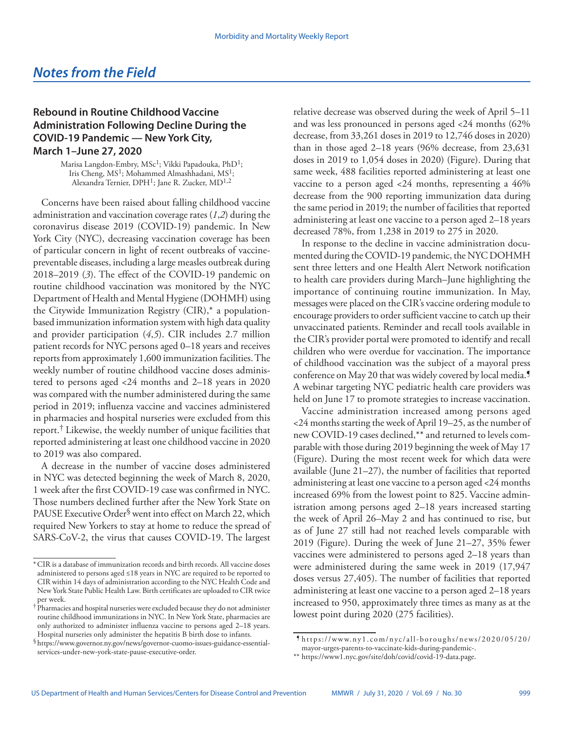## *Notes from the Field*

### Rebound in Routine Childhood Vaccine Administration Following Decline During the COVID-19 Pandemic — New York City, March 1–June 27, 2020

Marisa Langdon-Embry, MSc[1]; Vikki Papadouka, PhD[1]; Iris Cheng, MS[1]; Mohammed Almashhadani, MS[1]; Alexandra Ternier, DPH[1]; Jane R. Zucker, MD[1,2]

Concerns have been raised about falling childhood vaccine administration and vaccination coverage rates (*1*,*2*) during the coronavirus disease 2019 (COVID-19) pandemic. In New York City (NYC), decreasing vaccination coverage has been of particular concern in light of recent outbreaks of vaccine-preventable diseases, including a large measles outbreak during 2018–2019 (*3*). The effect of the COVID-19 pandemic on routine childhood vaccination was monitored by the NYC Department of Health and Mental Hygiene (DOHMH) using the Citywide Immunization Registry (CIR),* a population-based immunization information system with high data quality and provider participation (*4*,*5*). CIR includes 2.7 million patient records for NYC persons aged 0–18 years and receives reports from approximately 1,600 immunization facilities. The weekly number of routine childhood vaccine doses administered to persons aged <24 months and 2–18 years in 2020 was compared with the number administered during the same period in 2019; influenza vaccine and vaccines administered in pharmacies and hospital nurseries were excluded from this report.† Likewise, the weekly number of unique facilities that reported administering at least one childhood vaccine in 2020 to 2019 was also compared.

A decrease in the number of vaccine doses administered in NYC was detected beginning the week of March 8, 2020, 1 week after the first COVID-19 case was confirmed in NYC. Those numbers declined further after the New York State on PAUSE Executive Order§ went into effect on March 22, which required New Yorkers to stay at home to reduce the spread of SARS-CoV-2, the virus that causes COVID-19. The largest relative decrease was observed during the week of April 5–11 and was less pronounced in persons aged <24 months (62% decrease, from 33,261 doses in 2019 to 12,746 doses in 2020) than in those aged 2–18 years (96% decrease, from 23,631 doses in 2019 to 1,054 doses in 2020) (Figure). During that same week, 488 facilities reported administering at least one vaccine to a person aged <24 months, representing a 46% decrease from the 900 reporting immunization data during the same period in 2019; the number of facilities that reported administering at least one vaccine to a person aged 2–18 years decreased 78%, from 1,238 in 2019 to 275 in 2020.

In response to the decline in vaccine administration documented during the COVID-19 pandemic, the NYC DOHMH sent three letters and one Health Alert Network notification to health care providers during March–June highlighting the importance of continuing routine immunization. In May, messages were placed on the CIR's vaccine ordering module to encourage providers to order sufficient vaccine to catch up their unvaccinated patients. Reminder and recall tools available in the CIR's provider portal were promoted to identify and recall children who were overdue for vaccination. The importance of childhood vaccination was the subject of a mayoral press conference on May 20 that was widely covered by local media.¶ A webinar targeting NYC pediatric health care providers was held on June 17 to promote strategies to increase vaccination.

Vaccine administration increased among persons aged <24 months starting the week of April 19–25, as the number of new COVID-19 cases declined,** and returned to levels comparable with those during 2019 beginning the week of May 17 (Figure). During the most recent week for which data were available (June 21–27), the number of facilities that reported administering at least one vaccine to a person aged <24 months increased 69% from the lowest point to 825. Vaccine administration among persons aged 2–18 years increased starting the week of April 26–May 2 and has continued to rise, but as of June 27 still had not reached levels comparable with 2019 (Figure). During the week of June 21–27, 35% fewer vaccines were administered to persons aged 2–18 years than were administered during the same week in 2019 (17,947 doses versus 27,405). The number of facilities that reported administering at least one vaccine to a person aged 2–18 years increased to 950, approximately three times as many as at the lowest point during 2020 (275 facilities).

---

\* CIR is a database of immunization records and birth records. All vaccine doses administered to persons aged ≤18 years in NYC are required to be reported to CIR within 14 days of administration according to the NYC Health Code and New York State Public Health Law. Birth certificates are uploaded to CIR twice per week.

† Pharmacies and hospital nurseries were excluded because they do not administer routine childhood immunizations in NYC. In New York State, pharmacies are only authorized to administer influenza vaccine to persons aged 2–18 years. Hospital nurseries only administer the hepatitis B birth dose to infants.

§ https://www.governor.ny.gov/news/governor-cuomo-issues-guidance-essential-services-under-new-york-state-pause-executive-order.

¶ https://www.ny1.com/nyc/all-boroughs/news/2020/05/20/mayor-urges-parents-to-vaccinate-kids-during-pandemic-.

\*\* https://www1.nyc.gov/site/doh/covid/covid-19-data.page.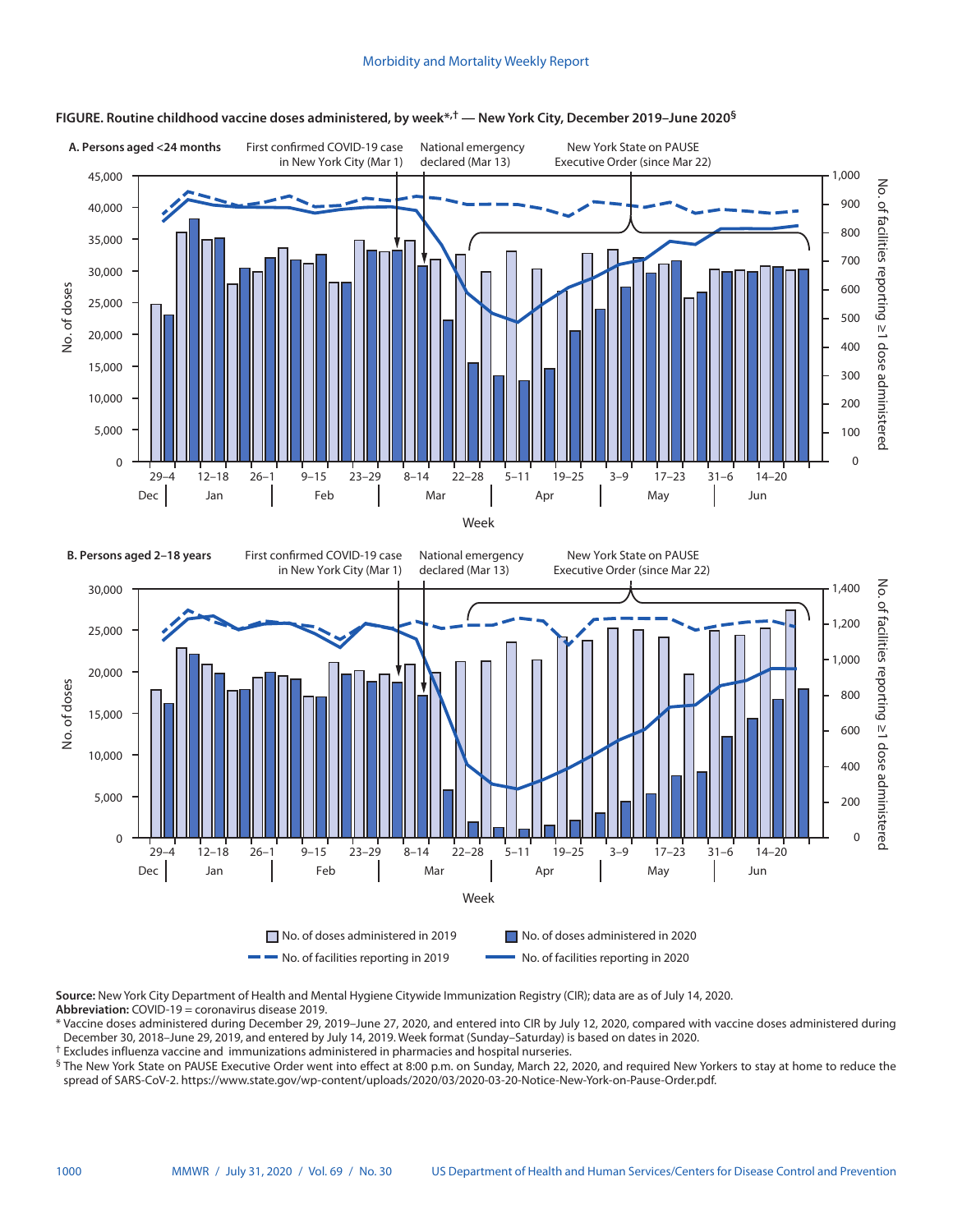**FIGURE. Routine childhood vaccine doses administered, by week*,† — New York City, December 2019–June 2020§**

**A. Persons aged <24 months**

**B. Persons aged 2–18 years**

**Source:** New York City Department of Health and Mental Hygiene Citywide Immunization Registry (CIR); data are as of July 14, 2020.
**Abbreviation:** COVID-19 = coronavirus disease 2019.

\* Vaccine doses administered during December 29, 2019–June 27, 2020, and entered into CIR by July 12, 2020, compared with vaccine doses administered during December 30, 2018–June 29, 2019, and entered by July 14, 2019. Week format (Sunday–Saturday) is based on dates in 2020.

† Excludes influenza vaccine and immunizations administered in pharmacies and hospital nurseries.

§ The New York State on PAUSE Executive Order went into effect at 8:00 p.m. on Sunday, March 22, 2020, and required New Yorkers to stay at home to reduce the spread of SARS-CoV-2. https://www.state.gov/wp-content/uploads/2020/03/2020-03-20-Notice-New-York-on-Pause-Order.pdf.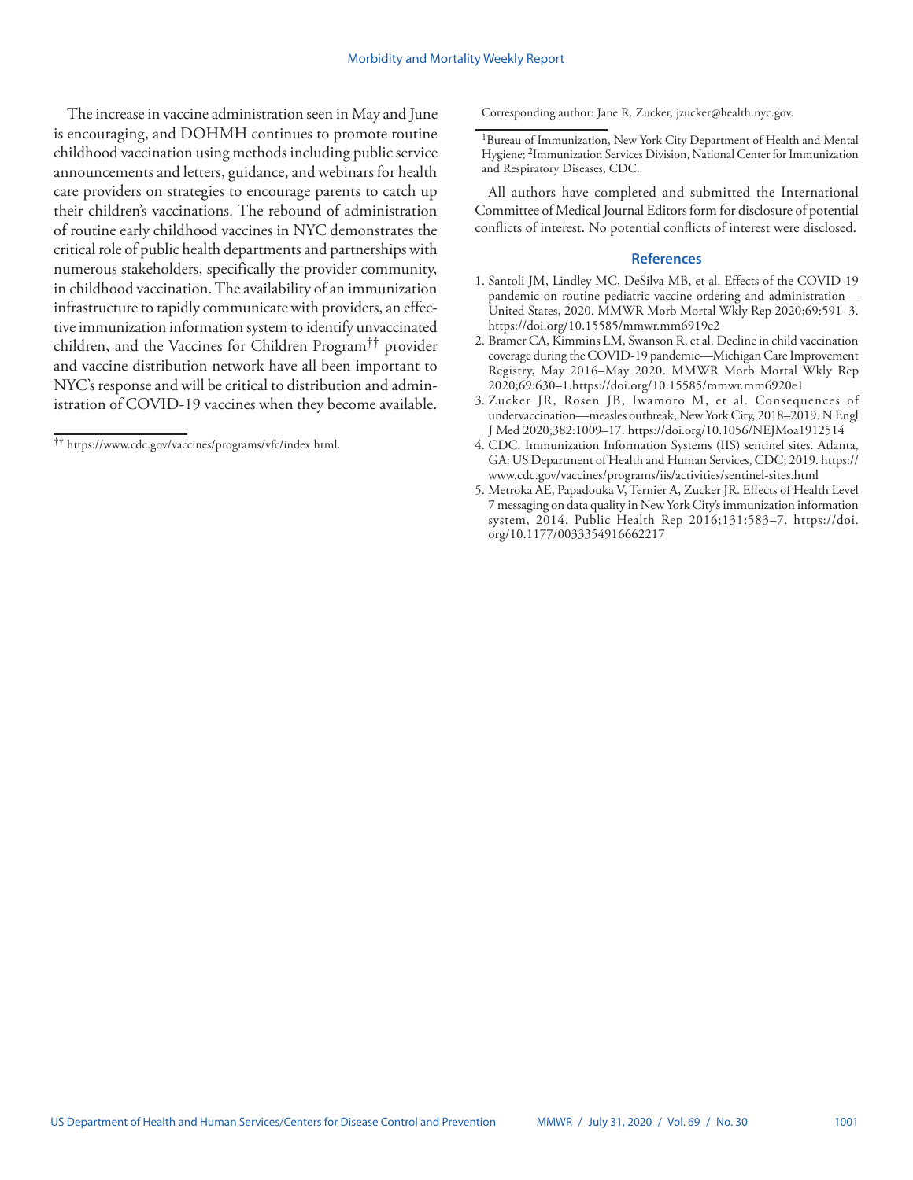The increase in vaccine administration seen in May and June is encouraging, and DOHMH continues to promote routine childhood vaccination using methods including public service announcements and letters, guidance, and webinars for health care providers on strategies to encourage parents to catch up their children's vaccinations. The rebound of administration of routine early childhood vaccines in NYC demonstrates the critical role of public health departments and partnerships with numerous stakeholders, specifically the provider community, in childhood vaccination. The availability of an immunization infrastructure to rapidly communicate with providers, an effective immunization information system to identify unvaccinated children, and the Vaccines for Children Program[††] provider and vaccine distribution network have all been important to NYC's response and will be critical to distribution and administration of COVID-19 vaccines when they become available.

[††] https://www.cdc.gov/vaccines/programs/vfc/index.html.

Corresponding author: Jane R. Zucker, jzucker@health.nyc.gov.

[1]Bureau of Immunization, New York City Department of Health and Mental Hygiene; [2]Immunization Services Division, National Center for Immunization and Respiratory Diseases, CDC.

All authors have completed and submitted the International Committee of Medical Journal Editors form for disclosure of potential conflicts of interest. No potential conflicts of interest were disclosed.

## References

1. Santoli JM, Lindley MC, DeSilva MB, et al. Effects of the COVID-19 pandemic on routine pediatric vaccine ordering and administration—United States, 2020. MMWR Morb Mortal Wkly Rep 2020;69:591–3. https://doi.org/10.15585/mmwr.mm6919e2
2. Bramer CA, Kimmins LM, Swanson R, et al. Decline in child vaccination coverage during the COVID-19 pandemic—Michigan Care Improvement Registry, May 2016–May 2020. MMWR Morb Mortal Wkly Rep 2020;69:630–1.https://doi.org/10.15585/mmwr.mm6920e1
3. Zucker JR, Rosen JB, Iwamoto M, et al. Consequences of undervaccination—measles outbreak, New York City, 2018–2019. N Engl J Med 2020;382:1009–17. https://doi.org/10.1056/NEJMoa1912514
4. CDC. Immunization Information Systems (IIS) sentinel sites. Atlanta, GA: US Department of Health and Human Services, CDC; 2019. https://www.cdc.gov/vaccines/programs/iis/activities/sentinel-sites.html
5. Metroka AE, Papadouka V, Ternier A, Zucker JR. Effects of Health Level 7 messaging on data quality in New York City's immunization information system, 2014. Public Health Rep 2016;131:583–7. https://doi.org/10.1177/0033354916662217